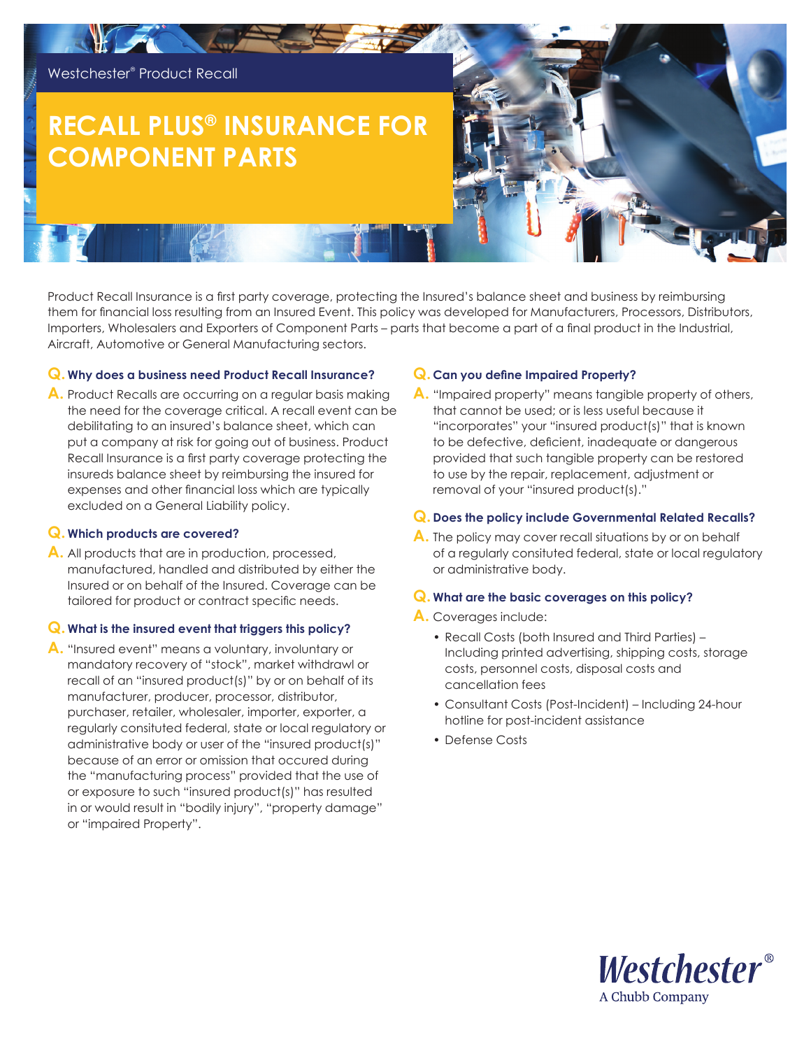Westchester® Product Recall

# RECALL PLUS® INSURANCE FOR COMPONENT PARTS

Product Recall Insurance is a first party coverage, protecting the Insured's balance sheet and business by reimbursing them for financial loss resulting from an Insured Event. This policy was developed for Manufacturers, Processors, Distributors, Importers, Wholesalers and Exporters of Component Parts – parts that become a part of a final product in the Industrial, Aircraft, Automotive or General Manufacturing sectors.

**Q. Why does a business need Product Recall Insurance?**

**A.** Product Recalls are occurring on a regular basis making the need for the coverage critical. A recall event can be debilitating to an insured's balance sheet, which can put a company at risk for going out of business. Product Recall Insurance is a first party coverage protecting the insureds balance sheet by reimbursing the insured for expenses and other financial loss which are typically excluded on a General Liability policy.

**Q. Which products are covered?**

**A.** All products that are in production, processed, manufactured, handled and distributed by either the Insured or on behalf of the Insured. Coverage can be tailored for product or contract specific needs.

**Q. What is the insured event that triggers this policy?**

**A.** "Insured event" means a voluntary, involuntary or mandatory recovery of "stock", market withdrawl or recall of an "insured product(s)" by or on behalf of its manufacturer, producer, processor, distributor, purchaser, retailer, wholesaler, importer, exporter, a regularly consituted federal, state or local regulatory or administrative body or user of the "insured product(s)" because of an error or omission that occured during the "manufacturing process" provided that the use of or exposure to such "insured product(s)" has resulted in or would result in "bodily injury", "property damage" or "impaired Property".

**Q. Can you define Impaired Property?**

**A.** "Impaired property" means tangible property of others, that cannot be used; or is less useful because it "incorporates" your "insured product(s)" that is known to be defective, deficient, inadequate or dangerous provided that such tangible property can be restored to use by the repair, replacement, adjustment or removal of your "insured product(s)."

**Q. Does the policy include Governmental Related Recalls?**

**A.** The policy may cover recall situations by or on behalf of a regularly consituted federal, state or local regulatory or administrative body.

**Q. What are the basic coverages on this policy?**

**A.** Coverages include:

- Recall Costs (both Insured and Third Parties) – Including printed advertising, shipping costs, storage costs, personnel costs, disposal costs and cancellation fees
- Consultant Costs (Post-Incident) – Including 24-hour hotline for post-incident assistance
- Defense Costs

Westchester®
A Chubb Company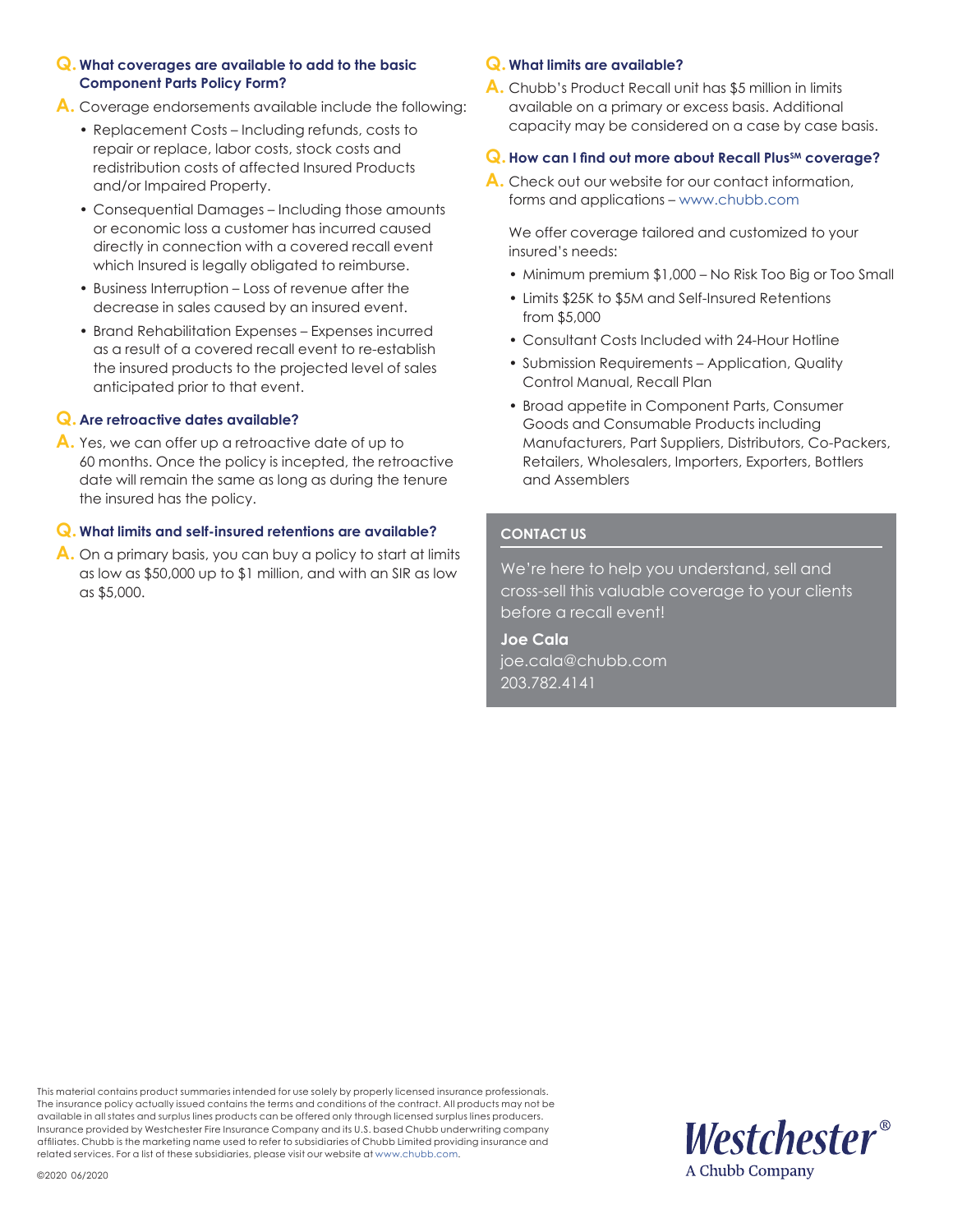**Q. What coverages are available to add to the basic Component Parts Policy Form?**

**A.** Coverage endorsements available include the following:

- Replacement Costs – Including refunds, costs to repair or replace, labor costs, stock costs and redistribution costs of affected Insured Products and/or Impaired Property.
- Consequential Damages – Including those amounts or economic loss a customer has incurred caused directly in connection with a covered recall event which Insured is legally obligated to reimburse.
- Business Interruption – Loss of revenue after the decrease in sales caused by an insured event.
- Brand Rehabilitation Expenses – Expenses incurred as a result of a covered recall event to re-establish the insured products to the projected level of sales anticipated prior to that event.

**Q. Are retroactive dates available?**

**A.** Yes, we can offer up a retroactive date of up to 60 months. Once the policy is incepted, the retroactive date will remain the same as long as during the tenure the insured has the policy.

**Q. What limits and self-insured retentions are available?**

**A.** On a primary basis, you can buy a policy to start at limits as low as $50,000 up to $1 million, and with an SIR as low as $5,000.

**Q. What limits are available?**

**A.** Chubb's Product Recall unit has $5 million in limits available on a primary or excess basis. Additional capacity may be considered on a case by case basis.

**Q. How can I find out more about Recall Plus℠ coverage?**

**A.** Check out our website for our contact information, forms and applications – www.chubb.com

We offer coverage tailored and customized to your insured's needs:

- Minimum premium $1,000 – No Risk Too Big or Too Small
- Limits $25K to $5M and Self-Insured Retentions from $5,000
- Consultant Costs Included with 24-Hour Hotline
- Submission Requirements – Application, Quality Control Manual, Recall Plan
- Broad appetite in Component Parts, Consumer Goods and Consumable Products including Manufacturers, Part Suppliers, Distributors, Co-Packers, Retailers, Wholesalers, Importers, Exporters, Bottlers and Assemblers

**CONTACT US**

We're here to help you understand, sell and cross-sell this valuable coverage to your clients before a recall event!

**Joe Cala**
joe.cala@chubb.com
203.782.4141

This material contains product summaries intended for use solely by properly licensed insurance professionals. The insurance policy actually issued contains the terms and conditions of the contract. All products may not be available in all states and surplus lines products can be offered only through licensed surplus lines producers. Insurance provided by Westchester Fire Insurance Company and its U.S. based Chubb underwriting company affiliates. Chubb is the marketing name used to refer to subsidiaries of Chubb Limited providing insurance and related services. For a list of these subsidiaries, please visit our website at www.chubb.com.

©2020 06/2020

Westchester® A Chubb Company